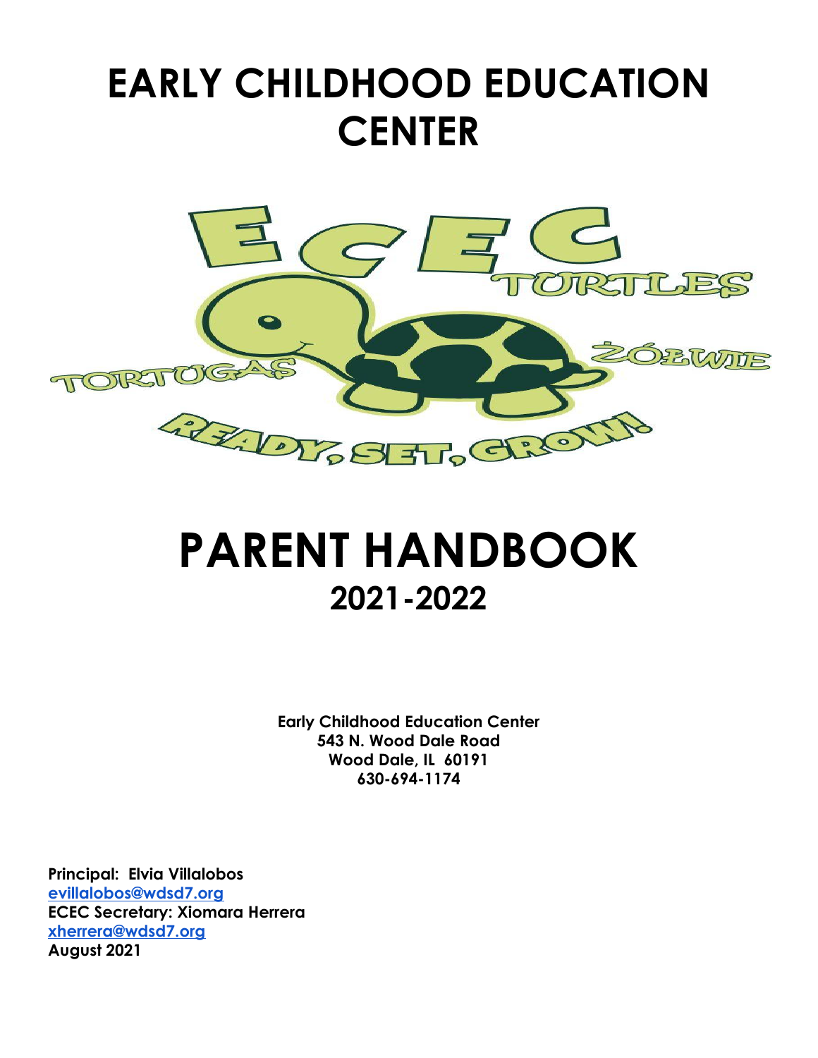# EARLY CHILDHOOD EDUCATION CENTER

# PARENT HANDBOOK

## 2021-2022

**Early Childhood Education Center**
**543 N. Wood Dale Road**
**Wood Dale, IL 60191**
**630-694-1174**

**Principal: Elvia Villalobos**
evillalobos@wdsd7.org
**ECEC Secretary: Xiomara Herrera**
xherrera@wdsd7.org
**August 2021**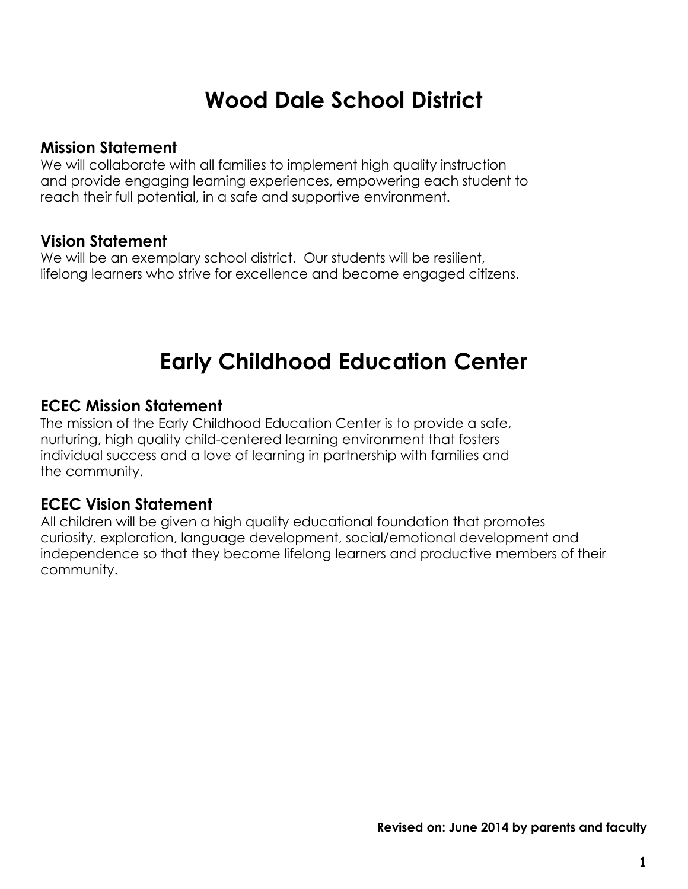# Wood Dale School District

## Mission Statement

We will collaborate with all families to implement high quality instruction and provide engaging learning experiences, empowering each student to reach their full potential, in a safe and supportive environment.

## Vision Statement

We will be an exemplary school district. Our students will be resilient, lifelong learners who strive for excellence and become engaged citizens.

# Early Childhood Education Center

## ECEC Mission Statement

The mission of the Early Childhood Education Center is to provide a safe, nurturing, high quality child-centered learning environment that fosters individual success and a love of learning in partnership with families and the community.

## ECEC Vision Statement

All children will be given a high quality educational foundation that promotes curiosity, exploration, language development, social/emotional development and independence so that they become lifelong learners and productive members of their community.

**Revised on: June 2014 by parents and faculty**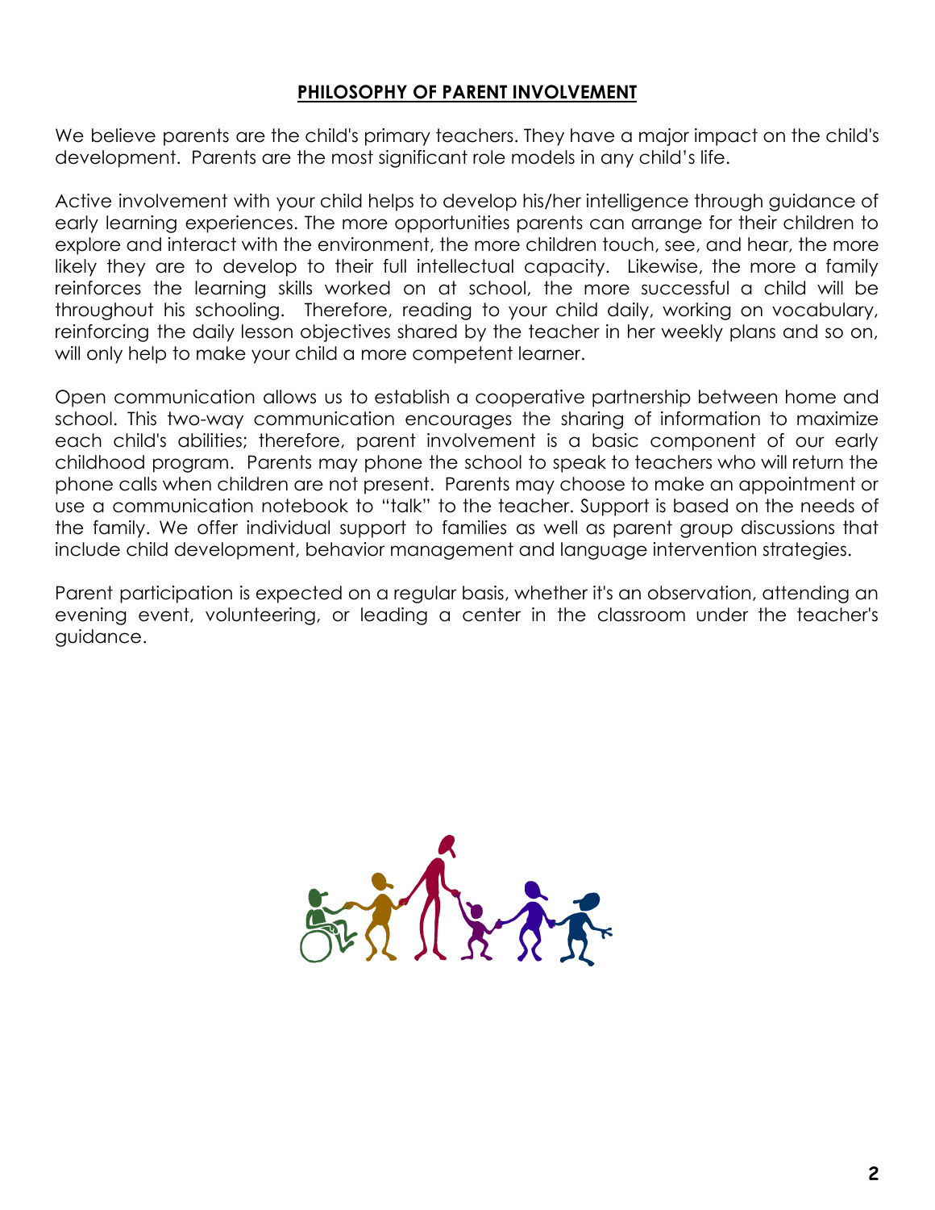## PHILOSOPHY OF PARENT INVOLVEMENT

We believe parents are the child's primary teachers. They have a major impact on the child's development. Parents are the most significant role models in any child's life.

Active involvement with your child helps to develop his/her intelligence through guidance of early learning experiences. The more opportunities parents can arrange for their children to explore and interact with the environment, the more children touch, see, and hear, the more likely they are to develop to their full intellectual capacity. Likewise, the more a family reinforces the learning skills worked on at school, the more successful a child will be throughout his schooling. Therefore, reading to your child daily, working on vocabulary, reinforcing the daily lesson objectives shared by the teacher in her weekly plans and so on, will only help to make your child a more competent learner.

Open communication allows us to establish a cooperative partnership between home and school. This two-way communication encourages the sharing of information to maximize each child's abilities; therefore, parent involvement is a basic component of our early childhood program. Parents may phone the school to speak to teachers who will return the phone calls when children are not present. Parents may choose to make an appointment or use a communication notebook to "talk" to the teacher. Support is based on the needs of the family. We offer individual support to families as well as parent group discussions that include child development, behavior management and language intervention strategies.

Parent participation is expected on a regular basis, whether it's an observation, attending an evening event, volunteering, or leading a center in the classroom under the teacher's guidance.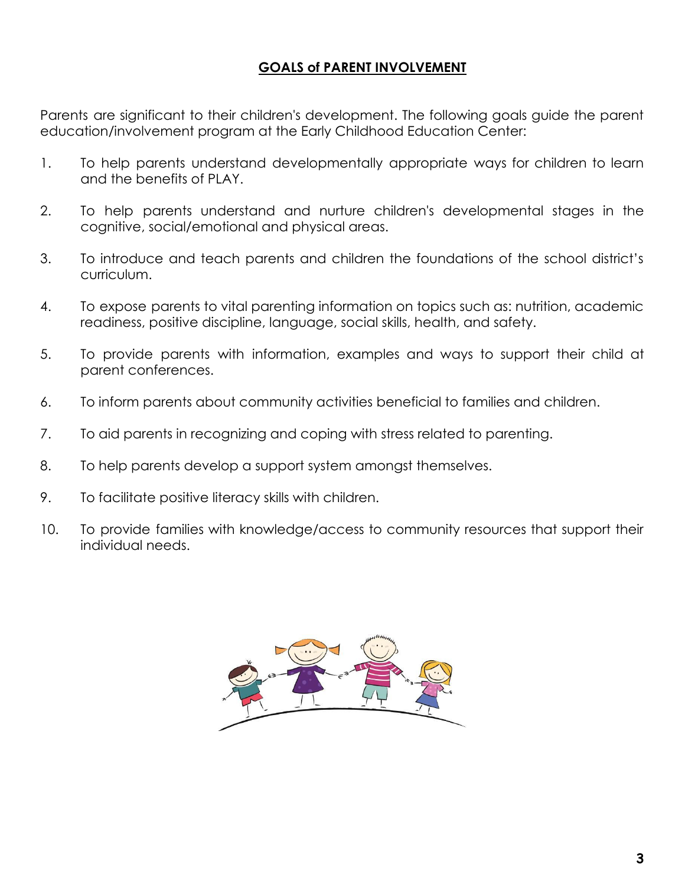## GOALS of PARENT INVOLVEMENT

Parents are significant to their children's development. The following goals guide the parent education/involvement program at the Early Childhood Education Center:

1. To help parents understand developmentally appropriate ways for children to learn and the benefits of PLAY.
2. To help parents understand and nurture children's developmental stages in the cognitive, social/emotional and physical areas.
3. To introduce and teach parents and children the foundations of the school district's curriculum.
4. To expose parents to vital parenting information on topics such as: nutrition, academic readiness, positive discipline, language, social skills, health, and safety.
5. To provide parents with information, examples and ways to support their child at parent conferences.
6. To inform parents about community activities beneficial to families and children.
7. To aid parents in recognizing and coping with stress related to parenting.
8. To help parents develop a support system amongst themselves.
9. To facilitate positive literacy skills with children.
10. To provide families with knowledge/access to community resources that support their individual needs.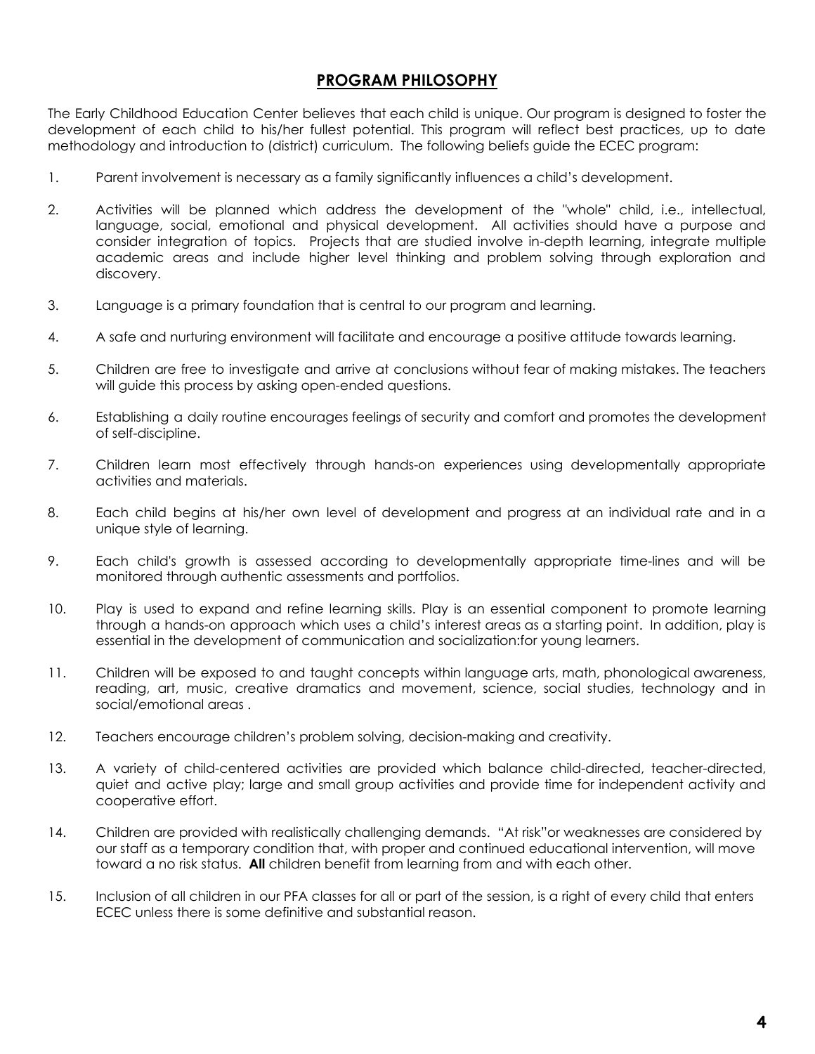# PROGRAM PHILOSOPHY

The Early Childhood Education Center believes that each child is unique. Our program is designed to foster the development of each child to his/her fullest potential. This program will reflect best practices, up to date methodology and introduction to (district) curriculum. The following beliefs guide the ECEC program:

1. Parent involvement is necessary as a family significantly influences a child's development.

2. Activities will be planned which address the development of the "whole" child, i.e., intellectual, language, social, emotional and physical development. All activities should have a purpose and consider integration of topics. Projects that are studied involve in-depth learning, integrate multiple academic areas and include higher level thinking and problem solving through exploration and discovery.

3. Language is a primary foundation that is central to our program and learning.

4. A safe and nurturing environment will facilitate and encourage a positive attitude towards learning.

5. Children are free to investigate and arrive at conclusions without fear of making mistakes. The teachers will guide this process by asking open-ended questions.

6. Establishing a daily routine encourages feelings of security and comfort and promotes the development of self-discipline.

7. Children learn most effectively through hands-on experiences using developmentally appropriate activities and materials.

8. Each child begins at his/her own level of development and progress at an individual rate and in a unique style of learning.

9. Each child's growth is assessed according to developmentally appropriate time-lines and will be monitored through authentic assessments and portfolios.

10. Play is used to expand and refine learning skills. Play is an essential component to promote learning through a hands-on approach which uses a child's interest areas as a starting point. In addition, play is essential in the development of communication and socialization:for young learners.

11. Children will be exposed to and taught concepts within language arts, math, phonological awareness, reading, art, music, creative dramatics and movement, science, social studies, technology and in social/emotional areas .

12. Teachers encourage children's problem solving, decision-making and creativity.

13. A variety of child-centered activities are provided which balance child-directed, teacher-directed, quiet and active play; large and small group activities and provide time for independent activity and cooperative effort.

14. Children are provided with realistically challenging demands. "At risk"or weaknesses are considered by our staff as a temporary condition that, with proper and continued educational intervention, will move toward a no risk status. **All** children benefit from learning from and with each other.

15. Inclusion of all children in our PFA classes for all or part of the session, is a right of every child that enters ECEC unless there is some definitive and substantial reason.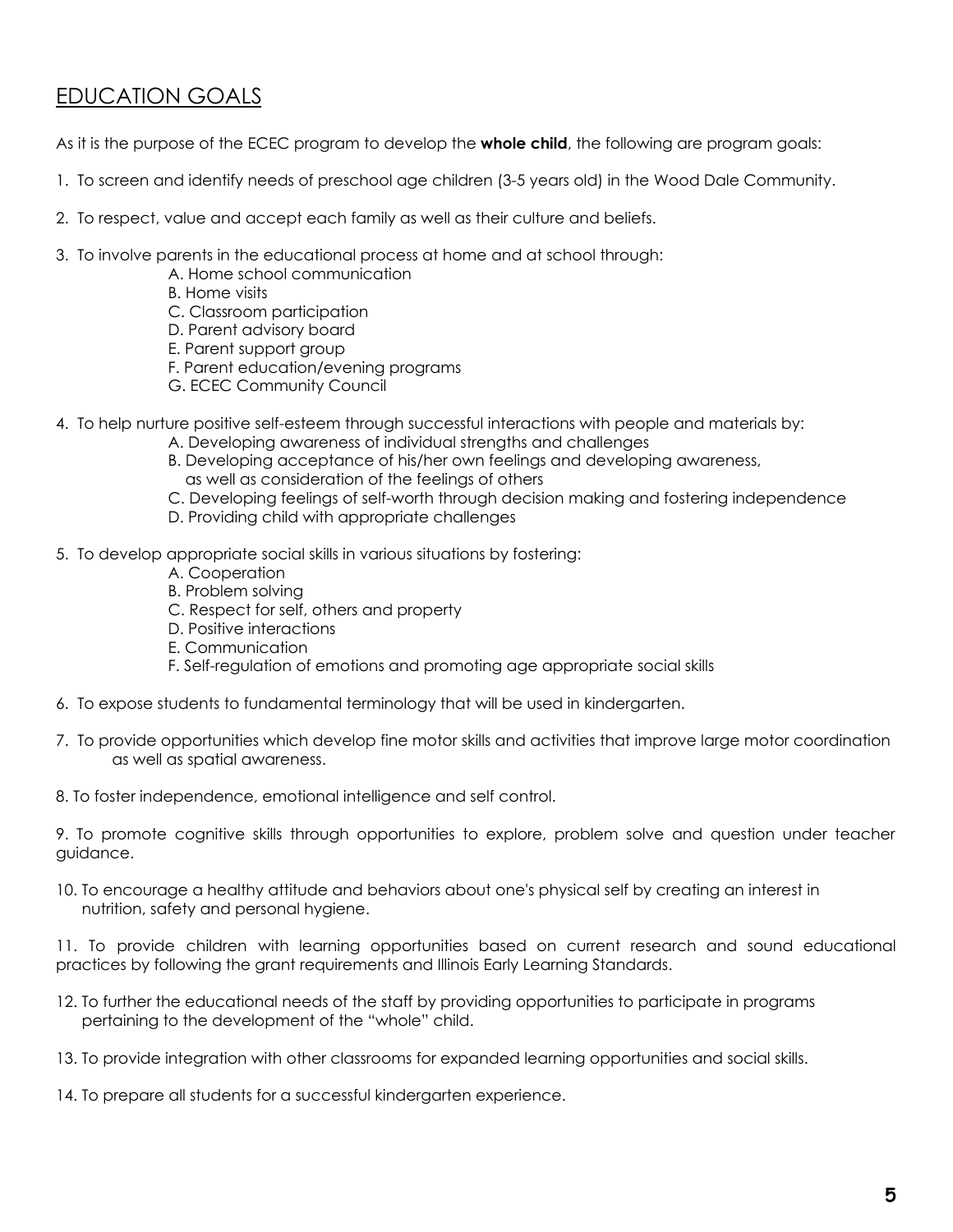## EDUCATION GOALS

As it is the purpose of the ECEC program to develop the **whole child**, the following are program goals:

1. To screen and identify needs of preschool age children (3-5 years old) in the Wood Dale Community.

2. To respect, value and accept each family as well as their culture and beliefs.

3. To involve parents in the educational process at home and at school through:
    - A. Home school communication
    - B. Home visits
    - C. Classroom participation
    - D. Parent advisory board
    - E. Parent support group
    - F. Parent education/evening programs
    - G. ECEC Community Council

4. To help nurture positive self-esteem through successful interactions with people and materials by:
    - A. Developing awareness of individual strengths and challenges
    - B. Developing acceptance of his/her own feelings and developing awareness, as well as consideration of the feelings of others
    - C. Developing feelings of self-worth through decision making and fostering independence
    - D. Providing child with appropriate challenges

5. To develop appropriate social skills in various situations by fostering:
    - A. Cooperation
    - B. Problem solving
    - C. Respect for self, others and property
    - D. Positive interactions
    - E. Communication
    - F. Self-regulation of emotions and promoting age appropriate social skills

6. To expose students to fundamental terminology that will be used in kindergarten.

7. To provide opportunities which develop fine motor skills and activities that improve large motor coordination as well as spatial awareness.

8. To foster independence, emotional intelligence and self control.

9. To promote cognitive skills through opportunities to explore, problem solve and question under teacher guidance.

10. To encourage a healthy attitude and behaviors about one's physical self by creating an interest in nutrition, safety and personal hygiene.

11. To provide children with learning opportunities based on current research and sound educational practices by following the grant requirements and Illinois Early Learning Standards.

12. To further the educational needs of the staff by providing opportunities to participate in programs pertaining to the development of the "whole" child.

13. To provide integration with other classrooms for expanded learning opportunities and social skills.

14. To prepare all students for a successful kindergarten experience.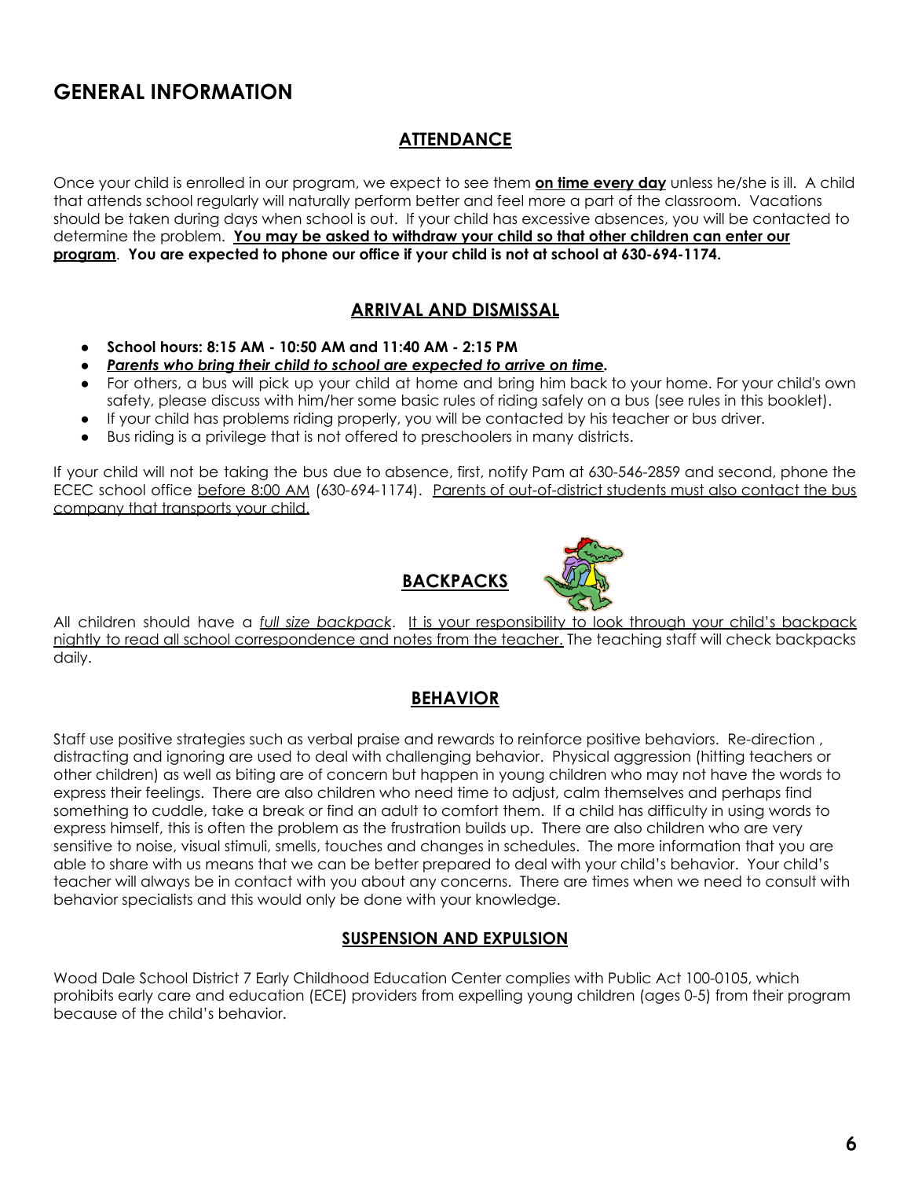# GENERAL INFORMATION

## ATTENDANCE

Once your child is enrolled in our program, we expect to see them **on time every day** unless he/she is ill. A child that attends school regularly will naturally perform better and feel more a part of the classroom. Vacations should be taken during days when school is out. If your child has excessive absences, you will be contacted to determine the problem. **You may be asked to withdraw your child so that other children can enter our program**. **You are expected to phone our office if your child is not at school at 630-694-1174.**

## ARRIVAL AND DISMISSAL

- **School hours: 8:15 AM - 10:50 AM and 11:40 AM - 2:15 PM**
- ***Parents who bring their child to school are expected to arrive on time.***
- For others, a bus will pick up your child at home and bring him back to your home. For your child's own safety, please discuss with him/her some basic rules of riding safely on a bus (see rules in this booklet).
- If your child has problems riding properly, you will be contacted by his teacher or bus driver.
- Bus riding is a privilege that is not offered to preschoolers in many districts.

If your child will not be taking the bus due to absence, first, notify Pam at 630-546-2859 and second, phone the ECEC school office before 8:00 AM (630-694-1174). Parents of out-of-district students must also contact the bus company that transports your child.

## BACKPACKS

All children should have a *full size backpack*. It is your responsibility to look through your child's backpack nightly to read all school correspondence and notes from the teacher. The teaching staff will check backpacks daily.

## BEHAVIOR

Staff use positive strategies such as verbal praise and rewards to reinforce positive behaviors. Re-direction , distracting and ignoring are used to deal with challenging behavior. Physical aggression (hitting teachers or other children) as well as biting are of concern but happen in young children who may not have the words to express their feelings. There are also children who need time to adjust, calm themselves and perhaps find something to cuddle, take a break or find an adult to comfort them. If a child has difficulty in using words to express himself, this is often the problem as the frustration builds up. There are also children who are very sensitive to noise, visual stimuli, smells, touches and changes in schedules. The more information that you are able to share with us means that we can be better prepared to deal with your child's behavior. Your child's teacher will always be in contact with you about any concerns. There are times when we need to consult with behavior specialists and this would only be done with your knowledge.

### SUSPENSION AND EXPULSION

Wood Dale School District 7 Early Childhood Education Center complies with Public Act 100-0105, which prohibits early care and education (ECE) providers from expelling young children (ages 0-5) from their program because of the child's behavior.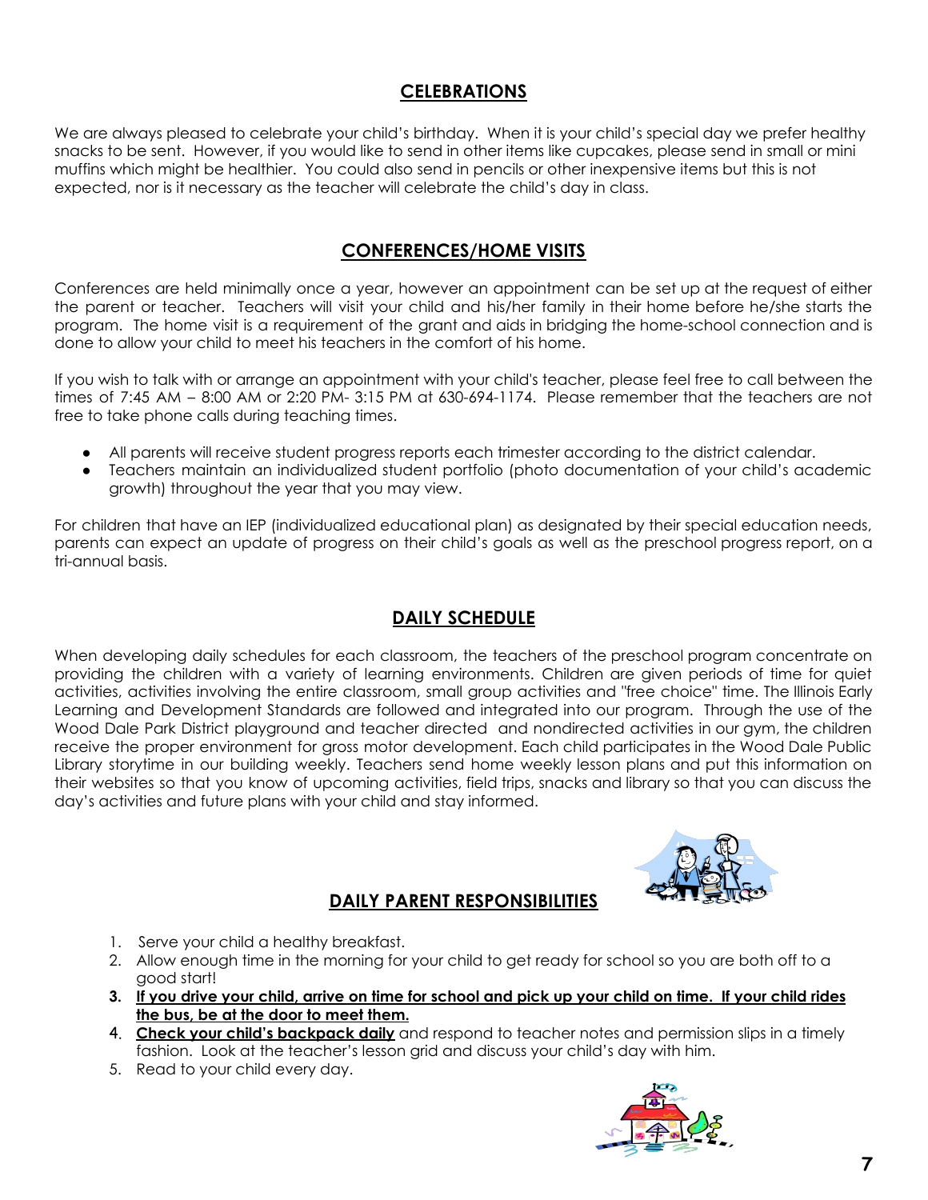## CELEBRATIONS

We are always pleased to celebrate your child's birthday. When it is your child's special day we prefer healthy snacks to be sent. However, if you would like to send in other items like cupcakes, please send in small or mini muffins which might be healthier. You could also send in pencils or other inexpensive items but this is not expected, nor is it necessary as the teacher will celebrate the child's day in class.

## CONFERENCES/HOME VISITS

Conferences are held minimally once a year, however an appointment can be set up at the request of either the parent or teacher. Teachers will visit your child and his/her family in their home before he/she starts the program. The home visit is a requirement of the grant and aids in bridging the home-school connection and is done to allow your child to meet his teachers in the comfort of his home.

If you wish to talk with or arrange an appointment with your child's teacher, please feel free to call between the times of 7:45 AM – 8:00 AM or 2:20 PM- 3:15 PM at 630-694-1174. Please remember that the teachers are not free to take phone calls during teaching times.

- All parents will receive student progress reports each trimester according to the district calendar.
- Teachers maintain an individualized student portfolio (photo documentation of your child's academic growth) throughout the year that you may view.

For children that have an IEP (individualized educational plan) as designated by their special education needs, parents can expect an update of progress on their child's goals as well as the preschool progress report, on a tri-annual basis.

## DAILY SCHEDULE

When developing daily schedules for each classroom, the teachers of the preschool program concentrate on providing the children with a variety of learning environments. Children are given periods of time for quiet activities, activities involving the entire classroom, small group activities and "free choice" time. The Illinois Early Learning and Development Standards are followed and integrated into our program. Through the use of the Wood Dale Park District playground and teacher directed and nondirected activities in our gym, the children receive the proper environment for gross motor development. Each child participates in the Wood Dale Public Library storytime in our building weekly. Teachers send home weekly lesson plans and put this information on their websites so that you know of upcoming activities, field trips, snacks and library so that you can discuss the day's activities and future plans with your child and stay informed.

## DAILY PARENT RESPONSIBILITIES

1. Serve your child a healthy breakfast.
2. Allow enough time in the morning for your child to get ready for school so you are both off to a good start!
3. **If you drive your child, arrive on time for school and pick up your child on time. If your child rides the bus, be at the door to meet them.**
4. **Check your child's backpack daily** and respond to teacher notes and permission slips in a timely fashion. Look at the teacher's lesson grid and discuss your child's day with him.
5. Read to your child every day.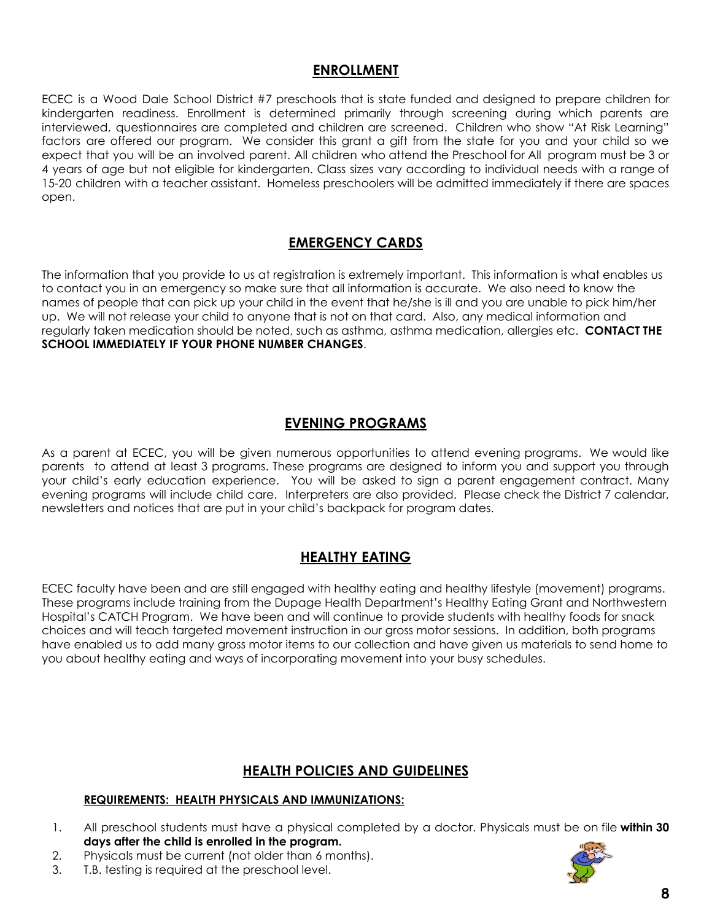## ENROLLMENT

ECEC is a Wood Dale School District #7 preschools that is state funded and designed to prepare children for kindergarten readiness. Enrollment is determined primarily through screening during which parents are interviewed, questionnaires are completed and children are screened. Children who show "At Risk Learning" factors are offered our program. We consider this grant a gift from the state for you and your child so we expect that you will be an involved parent. All children who attend the Preschool for All program must be 3 or 4 years of age but not eligible for kindergarten. Class sizes vary according to individual needs with a range of 15-20 children with a teacher assistant. Homeless preschoolers will be admitted immediately if there are spaces open.

## EMERGENCY CARDS

The information that you provide to us at registration is extremely important. This information is what enables us to contact you in an emergency so make sure that all information is accurate. We also need to know the names of people that can pick up your child in the event that he/she is ill and you are unable to pick him/her up. We will not release your child to anyone that is not on that card. Also, any medical information and regularly taken medication should be noted, such as asthma, asthma medication, allergies etc. **CONTACT THE SCHOOL IMMEDIATELY IF YOUR PHONE NUMBER CHANGES**.

## EVENING PROGRAMS

As a parent at ECEC, you will be given numerous opportunities to attend evening programs. We would like parents to attend at least 3 programs. These programs are designed to inform you and support you through your child's early education experience. You will be asked to sign a parent engagement contract. Many evening programs will include child care. Interpreters are also provided. Please check the District 7 calendar, newsletters and notices that are put in your child's backpack for program dates.

## HEALTHY EATING

ECEC faculty have been and are still engaged with healthy eating and healthy lifestyle (movement) programs. These programs include training from the Dupage Health Department's Healthy Eating Grant and Northwestern Hospital's CATCH Program. We have been and will continue to provide students with healthy foods for snack choices and will teach targeted movement instruction in our gross motor sessions. In addition, both programs have enabled us to add many gross motor items to our collection and have given us materials to send home to you about healthy eating and ways of incorporating movement into your busy schedules.

## HEALTH POLICIES AND GUIDELINES

### REQUIREMENTS: HEALTH PHYSICALS AND IMMUNIZATIONS:

1. All preschool students must have a physical completed by a doctor. Physicals must be on file **within 30 days after the child is enrolled in the program.**
2. Physicals must be current (not older than 6 months).
3. T.B. testing is required at the preschool level.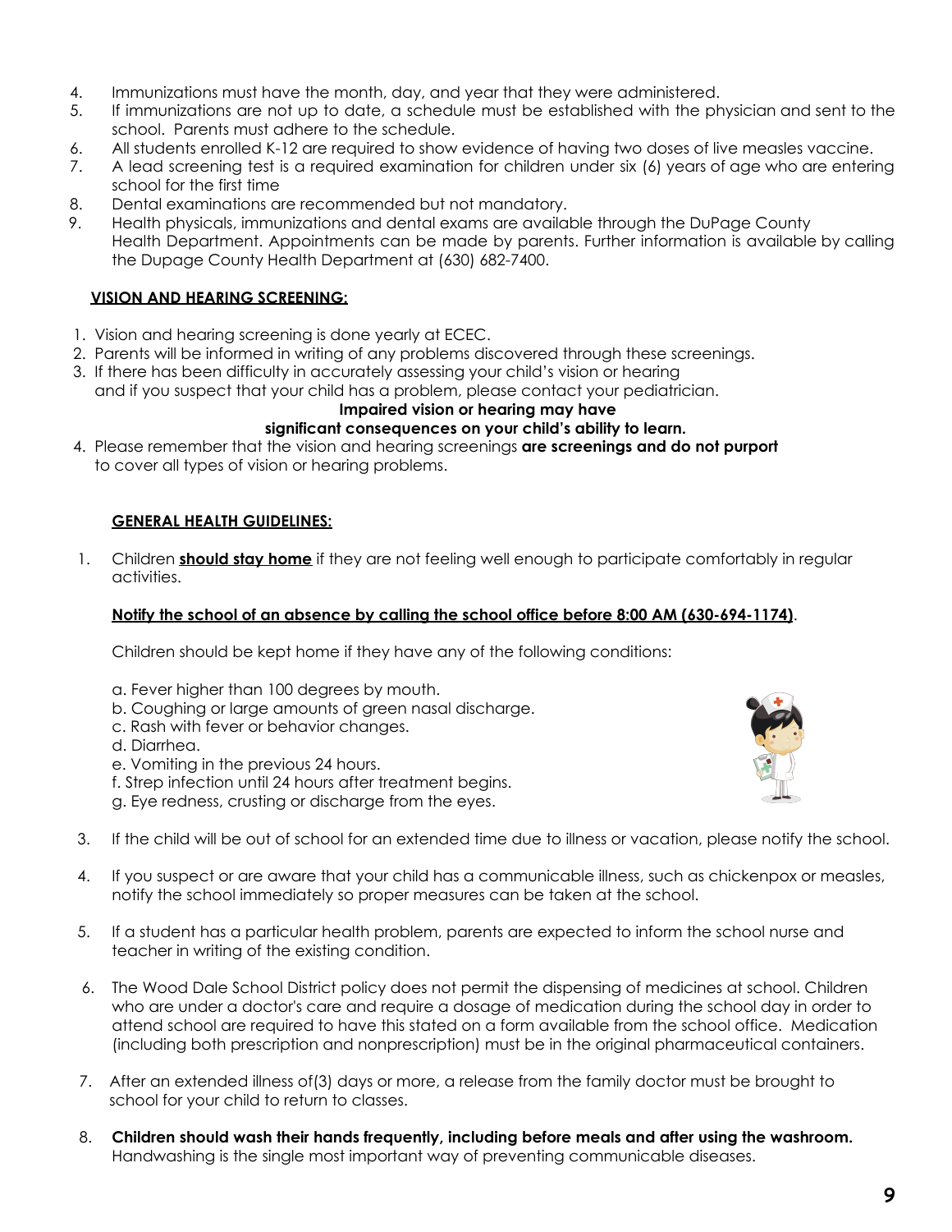4. Immunizations must have the month, day, and year that they were administered.
5. If immunizations are not up to date, a schedule must be established with the physician and sent to the school. Parents must adhere to the schedule.
6. All students enrolled K-12 are required to show evidence of having two doses of live measles vaccine.
7. A lead screening test is a required examination for children under six (6) years of age who are entering school for the first time
8. Dental examinations are recommended but not mandatory.
9. Health physicals, immunizations and dental exams are available through the DuPage County Health Department. Appointments can be made by parents. Further information is available by calling the Dupage County Health Department at (630) 682-7400.

### **VISION AND HEARING SCREENING:**

1. Vision and hearing screening is done yearly at ECEC.
2. Parents will be informed in writing of any problems discovered through these screenings.
3. If there has been difficulty in accurately assessing your child's vision or hearing and if you suspect that your child has a problem, please contact your pediatrician.

   **Impaired vision or hearing may have significant consequences on your child's ability to learn.**
4. Please remember that the vision and hearing screenings **are screenings and do not purport** to cover all types of vision or hearing problems.

### **GENERAL HEALTH GUIDELINES:**

1. Children **should stay home** if they are not feeling well enough to participate comfortably in regular activities.

   **Notify the school of an absence by calling the school office before 8:00 AM (630-694-1174)**.

   Children should be kept home if they have any of the following conditions:

   a. Fever higher than 100 degrees by mouth.
   b. Coughing or large amounts of green nasal discharge.
   c. Rash with fever or behavior changes.
   d. Diarrhea.
   e. Vomiting in the previous 24 hours.
   f. Strep infection until 24 hours after treatment begins.
   g. Eye redness, crusting or discharge from the eyes.

3. If the child will be out of school for an extended time due to illness or vacation, please notify the school.
4. If you suspect or are aware that your child has a communicable illness, such as chickenpox or measles, notify the school immediately so proper measures can be taken at the school.
5. If a student has a particular health problem, parents are expected to inform the school nurse and teacher in writing of the existing condition.
6. The Wood Dale School District policy does not permit the dispensing of medicines at school. Children who are under a doctor's care and require a dosage of medication during the school day in order to attend school are required to have this stated on a form available from the school office. Medication (including both prescription and nonprescription) must be in the original pharmaceutical containers.
7. After an extended illness of(3) days or more, a release from the family doctor must be brought to school for your child to return to classes.
8. **Children should wash their hands frequently, including before meals and after using the washroom.** Handwashing is the single most important way of preventing communicable diseases.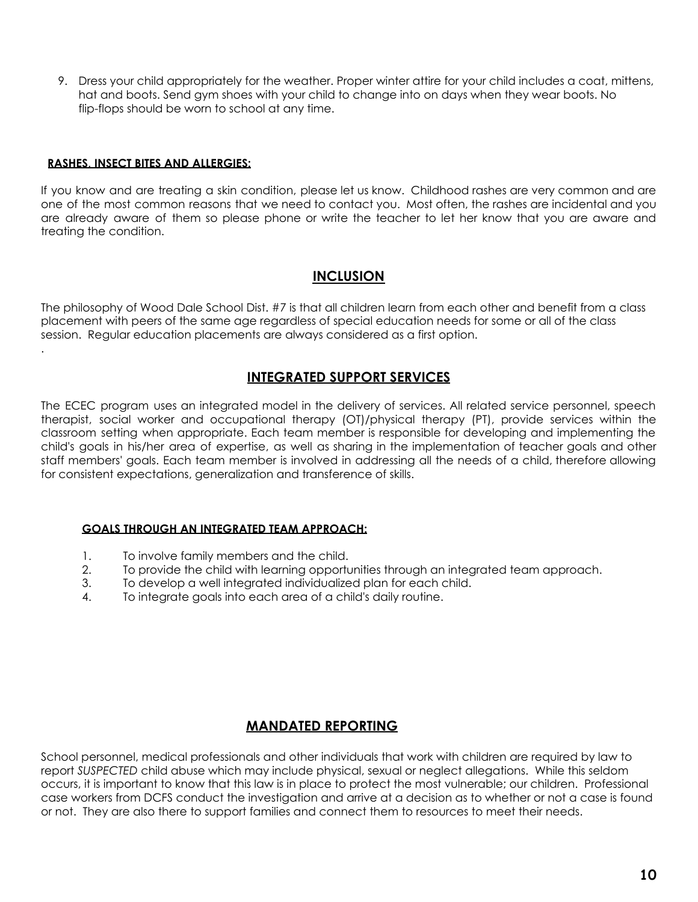9. Dress your child appropriately for the weather. Proper winter attire for your child includes a coat, mittens, hat and boots. Send gym shoes with your child to change into on days when they wear boots. No flip-flops should be worn to school at any time.

#### RASHES, INSECT BITES AND ALLERGIES:

If you know and are treating a skin condition, please let us know. Childhood rashes are very common and are one of the most common reasons that we need to contact you. Most often, the rashes are incidental and you are already aware of them so please phone or write the teacher to let her know that you are aware and treating the condition.

## INCLUSION

The philosophy of Wood Dale School Dist. #7 is that all children learn from each other and benefit from a class placement with peers of the same age regardless of special education needs for some or all of the class session. Regular education placements are always considered as a first option.

.

## INTEGRATED SUPPORT SERVICES

The ECEC program uses an integrated model in the delivery of services. All related service personnel, speech therapist, social worker and occupational therapy (OT)/physical therapy (PT), provide services within the classroom setting when appropriate. Each team member is responsible for developing and implementing the child's goals in his/her area of expertise, as well as sharing in the implementation of teacher goals and other staff members' goals. Each team member is involved in addressing all the needs of a child, therefore allowing for consistent expectations, generalization and transference of skills.

#### GOALS THROUGH AN INTEGRATED TEAM APPROACH:

1. To involve family members and the child.
2. To provide the child with learning opportunities through an integrated team approach.
3. To develop a well integrated individualized plan for each child.
4. To integrate goals into each area of a child's daily routine.

## MANDATED REPORTING

School personnel, medical professionals and other individuals that work with children are required by law to report *SUSPECTED* child abuse which may include physical, sexual or neglect allegations. While this seldom occurs, it is important to know that this law is in place to protect the most vulnerable; our children. Professional case workers from DCFS conduct the investigation and arrive at a decision as to whether or not a case is found or not. They are also there to support families and connect them to resources to meet their needs.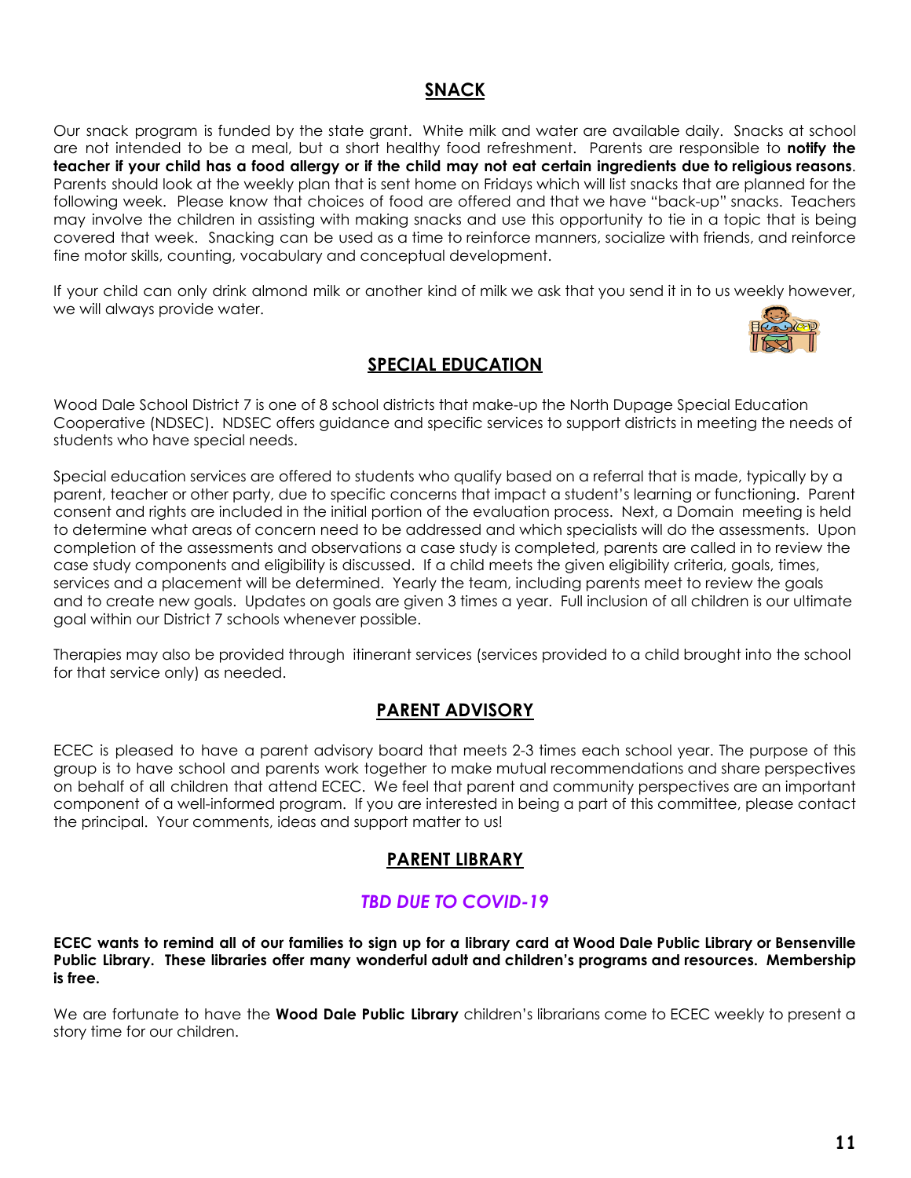## SNACK

Our snack program is funded by the state grant. White milk and water are available daily. Snacks at school are not intended to be a meal, but a short healthy food refreshment. Parents are responsible to **notify the teacher if your child has a food allergy or if the child may not eat certain ingredients due to religious reasons**. Parents should look at the weekly plan that is sent home on Fridays which will list snacks that are planned for the following week. Please know that choices of food are offered and that we have "back-up" snacks. Teachers may involve the children in assisting with making snacks and use this opportunity to tie in a topic that is being covered that week. Snacking can be used as a time to reinforce manners, socialize with friends, and reinforce fine motor skills, counting, vocabulary and conceptual development.

If your child can only drink almond milk or another kind of milk we ask that you send it in to us weekly however, we will always provide water.

## SPECIAL EDUCATION

Wood Dale School District 7 is one of 8 school districts that make-up the North Dupage Special Education Cooperative (NDSEC). NDSEC offers guidance and specific services to support districts in meeting the needs of students who have special needs.

Special education services are offered to students who qualify based on a referral that is made, typically by a parent, teacher or other party, due to specific concerns that impact a student's learning or functioning. Parent consent and rights are included in the initial portion of the evaluation process. Next, a Domain meeting is held to determine what areas of concern need to be addressed and which specialists will do the assessments. Upon completion of the assessments and observations a case study is completed, parents are called in to review the case study components and eligibility is discussed. If a child meets the given eligibility criteria, goals, times, services and a placement will be determined. Yearly the team, including parents meet to review the goals and to create new goals. Updates on goals are given 3 times a year. Full inclusion of all children is our ultimate goal within our District 7 schools whenever possible.

Therapies may also be provided through itinerant services (services provided to a child brought into the school for that service only) as needed.

## PARENT ADVISORY

ECEC is pleased to have a parent advisory board that meets 2-3 times each school year. The purpose of this group is to have school and parents work together to make mutual recommendations and share perspectives on behalf of all children that attend ECEC. We feel that parent and community perspectives are an important component of a well-informed program. If you are interested in being a part of this committee, please contact the principal. Your comments, ideas and support matter to us!

## PARENT LIBRARY

### *TBD DUE TO COVID-19*

**ECEC wants to remind all of our families to sign up for a library card at Wood Dale Public Library or Bensenville Public Library. These libraries offer many wonderful adult and children's programs and resources. Membership is free.**

We are fortunate to have the **Wood Dale Public Library** children's librarians come to ECEC weekly to present a story time for our children.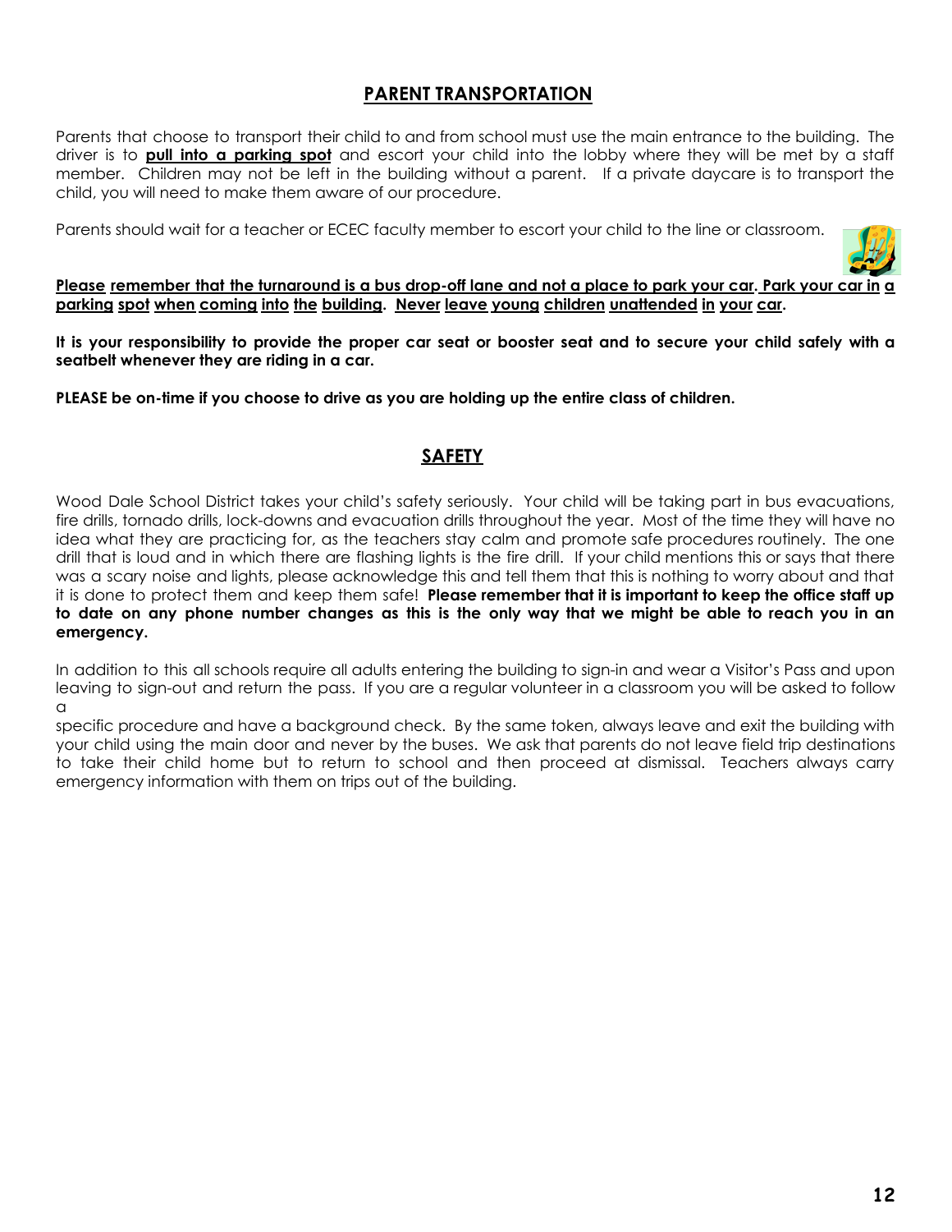## PARENT TRANSPORTATION

Parents that choose to transport their child to and from school must use the main entrance to the building. The driver is to **pull into a parking spot** and escort your child into the lobby where they will be met by a staff member. Children may not be left in the building without a parent. If a private daycare is to transport the child, you will need to make them aware of our procedure.

Parents should wait for a teacher or ECEC faculty member to escort your child to the line or classroom.

**Please remember that the turnaround is a bus drop-off lane and not a place to park your car. Park your car in a parking spot when coming into the building. Never leave young children unattended in your car.**

**It is your responsibility to provide the proper car seat or booster seat and to secure your child safely with a seatbelt whenever they are riding in a car.**

**PLEASE be on-time if you choose to drive as you are holding up the entire class of children.**

## SAFETY

Wood Dale School District takes your child's safety seriously. Your child will be taking part in bus evacuations, fire drills, tornado drills, lock-downs and evacuation drills throughout the year. Most of the time they will have no idea what they are practicing for, as the teachers stay calm and promote safe procedures routinely. The one drill that is loud and in which there are flashing lights is the fire drill. If your child mentions this or says that there was a scary noise and lights, please acknowledge this and tell them that this is nothing to worry about and that it is done to protect them and keep them safe! **Please remember that it is important to keep the office staff up to date on any phone number changes as this is the only way that we might be able to reach you in an emergency.**

In addition to this all schools require all adults entering the building to sign-in and wear a Visitor's Pass and upon leaving to sign-out and return the pass. If you are a regular volunteer in a classroom you will be asked to follow a specific procedure and have a background check. By the same token, always leave and exit the building with your child using the main door and never by the buses. We ask that parents do not leave field trip destinations to take their child home but to return to school and then proceed at dismissal. Teachers always carry emergency information with them on trips out of the building.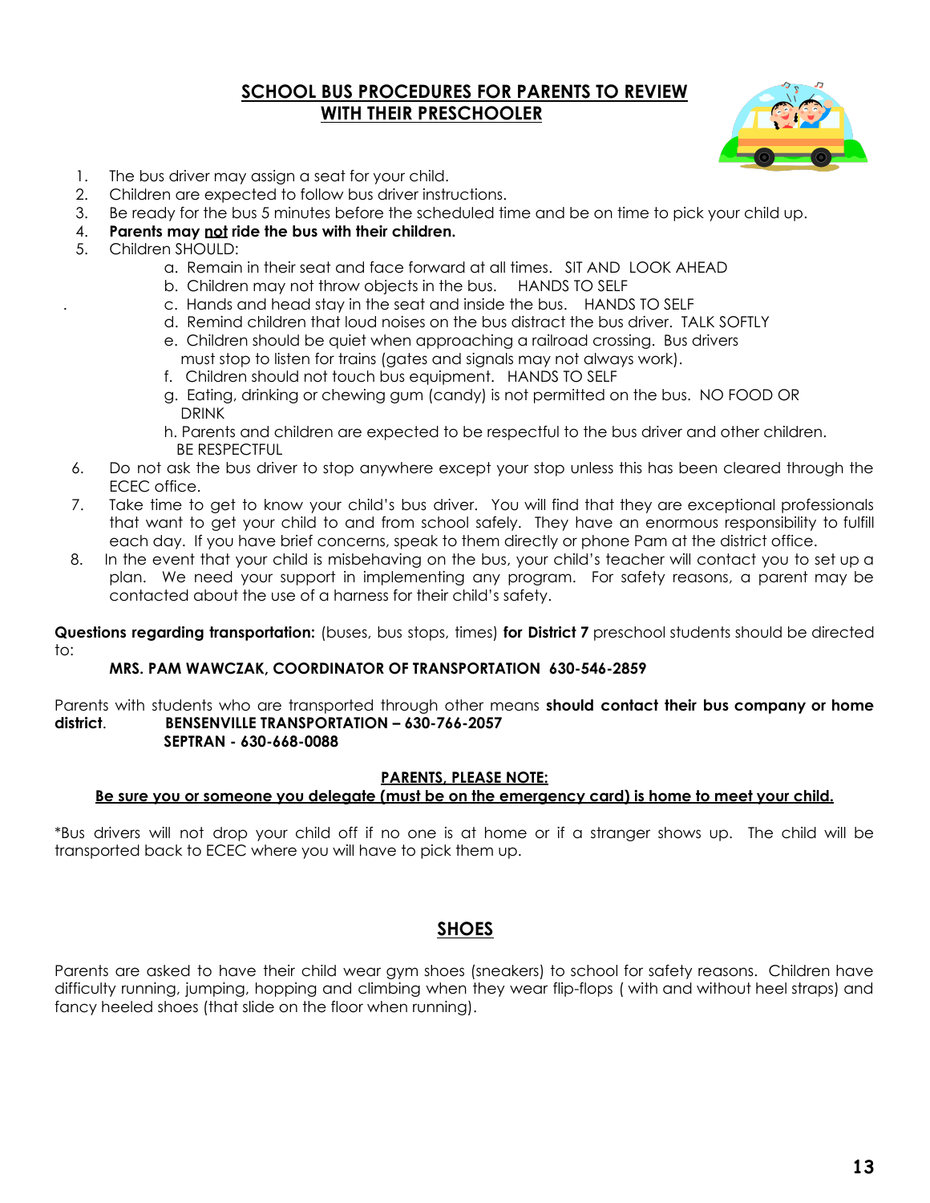## SCHOOL BUS PROCEDURES FOR PARENTS TO REVIEW WITH THEIR PRESCHOOLER

1. The bus driver may assign a seat for your child.
2. Children are expected to follow bus driver instructions.
3. Be ready for the bus 5 minutes before the scheduled time and be on time to pick your child up.
4. **Parents may not ride the bus with their children.**
5. Children SHOULD:
   a. Remain in their seat and face forward at all times. SIT AND LOOK AHEAD
   b. Children may not throw objects in the bus. HANDS TO SELF
   c. Hands and head stay in the seat and inside the bus. HANDS TO SELF
   d. Remind children that loud noises on the bus distract the bus driver. TALK SOFTLY
   e. Children should be quiet when approaching a railroad crossing. Bus drivers must stop to listen for trains (gates and signals may not always work).
   f. Children should not touch bus equipment. HANDS TO SELF
   g. Eating, drinking or chewing gum (candy) is not permitted on the bus. NO FOOD OR DRINK
   h. Parents and children are expected to be respectful to the bus driver and other children. BE RESPECTFUL
6. Do not ask the bus driver to stop anywhere except your stop unless this has been cleared through the ECEC office.
7. Take time to get to know your child's bus driver. You will find that they are exceptional professionals that want to get your child to and from school safely. They have an enormous responsibility to fulfill each day. If you have brief concerns, speak to them directly or phone Pam at the district office.
8. In the event that your child is misbehaving on the bus, your child's teacher will contact you to set up a plan. We need your support in implementing any program. For safety reasons, a parent may be contacted about the use of a harness for their child's safety.

**Questions regarding transportation:** (buses, bus stops, times) **for District 7** preschool students should be directed to:

**MRS. PAM WAWCZAK, COORDINATOR OF TRANSPORTATION 630-546-2859**

Parents with students who are transported through other means **should contact their bus company or home district**.
**BENSENVILLE TRANSPORTATION – 630-766-2057**
**SEPTRAN - 630-668-0088**

**PARENTS, PLEASE NOTE:**
**Be sure you or someone you delegate (must be on the emergency card) is home to meet your child.**

*Bus drivers will not drop your child off if no one is at home or if a stranger shows up. The child will be transported back to ECEC where you will have to pick them up.

## SHOES

Parents are asked to have their child wear gym shoes (sneakers) to school for safety reasons. Children have difficulty running, jumping, hopping and climbing when they wear flip-flops ( with and without heel straps) and fancy heeled shoes (that slide on the floor when running).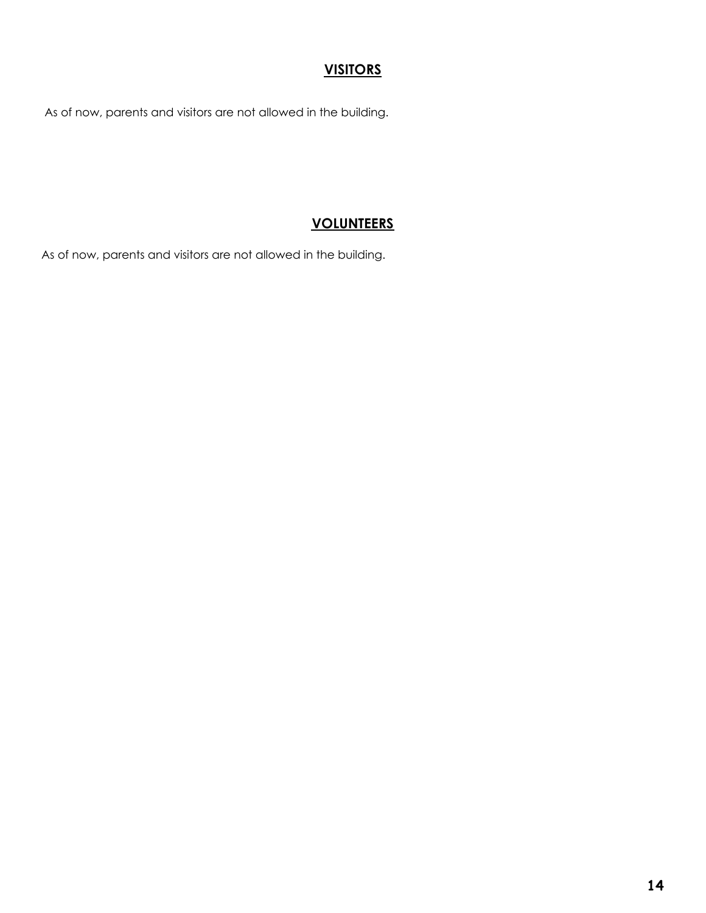## VISITORS

As of now, parents and visitors are not allowed in the building.

## VOLUNTEERS

As of now, parents and visitors are not allowed in the building.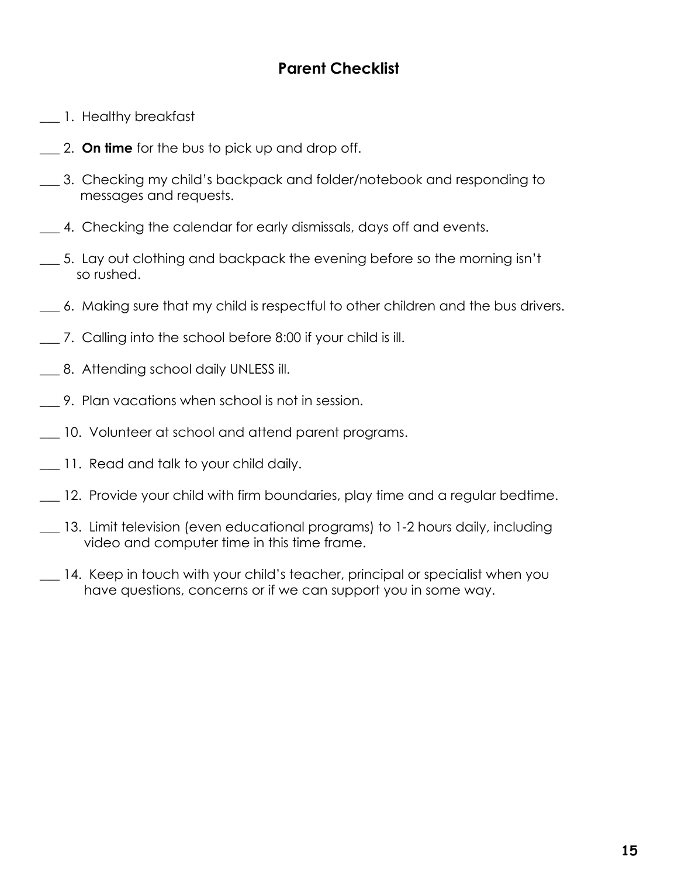## Parent Checklist

___ 1. Healthy breakfast

___ 2. **On time** for the bus to pick up and drop off.

___ 3. Checking my child's backpack and folder/notebook and responding to messages and requests.

___ 4. Checking the calendar for early dismissals, days off and events.

___ 5. Lay out clothing and backpack the evening before so the morning isn't so rushed.

___ 6. Making sure that my child is respectful to other children and the bus drivers.

___ 7. Calling into the school before 8:00 if your child is ill.

___ 8. Attending school daily UNLESS ill.

___ 9. Plan vacations when school is not in session.

___ 10. Volunteer at school and attend parent programs.

___ 11. Read and talk to your child daily.

___ 12. Provide your child with firm boundaries, play time and a regular bedtime.

___ 13. Limit television (even educational programs) to 1-2 hours daily, including video and computer time in this time frame.

___ 14. Keep in touch with your child's teacher, principal or specialist when you have questions, concerns or if we can support you in some way.